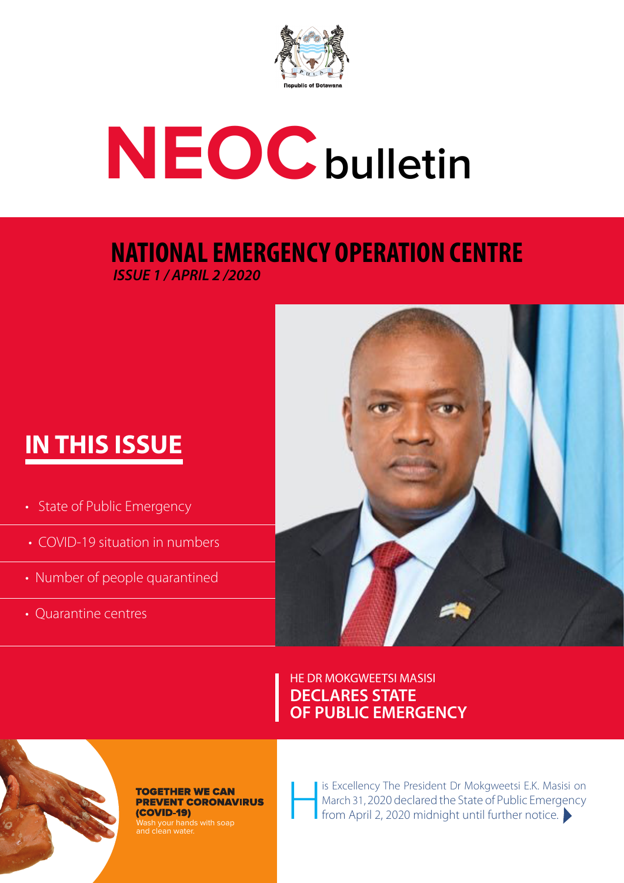Republic of Botswana

# NEOC bulletin

## NATIONAL EMERGENCY OPERATION CENTRE

*ISSUE 1 / APRIL 2 /2020*

## IN THIS ISSUE

- State of Public Emergency
- COVID-19 situation in numbers
- Number of people quarantined
- Quarantine centres

HE DR MOKGWEETSI MASISI

## DECLARES STATE OF PUBLIC EMERGENCY

**TOGETHER WE CAN PREVENT CORONAVIRUS (COVID-19)**

Wash your hands with soap and clean water.

His Excellency The President Dr Mokgweetsi E.K. Masisi on March 31, 2020 declared the State of Public Emergency from April 2, 2020 midnight until further notice.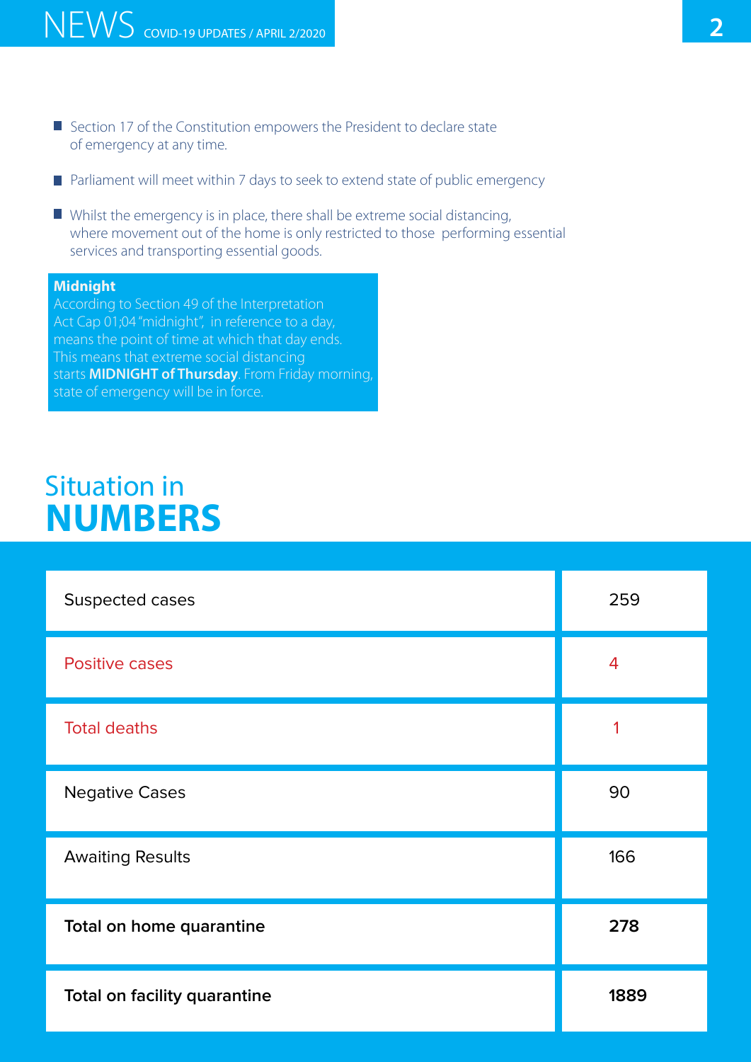- Section 17 of the Constitution empowers the President to declare state of emergency at any time.
- Parliament will meet within 7 days to seek to extend state of public emergency
- Whilst the emergency is in place, there shall be extreme social distancing, where movement out of the home is only restricted to those performing essential services and transporting essential goods.

**Midnight**
According to Section 49 of the Interpretation Act Cap 01;04 "midnight", in reference to a day, means the point of time at which that day ends. This means that extreme social distancing starts **MIDNIGHT of Thursday**. From Friday morning, state of emergency will be in force.

## Situation in **NUMBERS**

| | |
|---|---|
| Suspected cases | 259 |
| Positive cases | 4 |
| Total deaths | 1 |
| Negative Cases | 90 |
| Awaiting Results | 166 |
| **Total on home quarantine** | **278** |
| **Total on facility quarantine** | **1889** |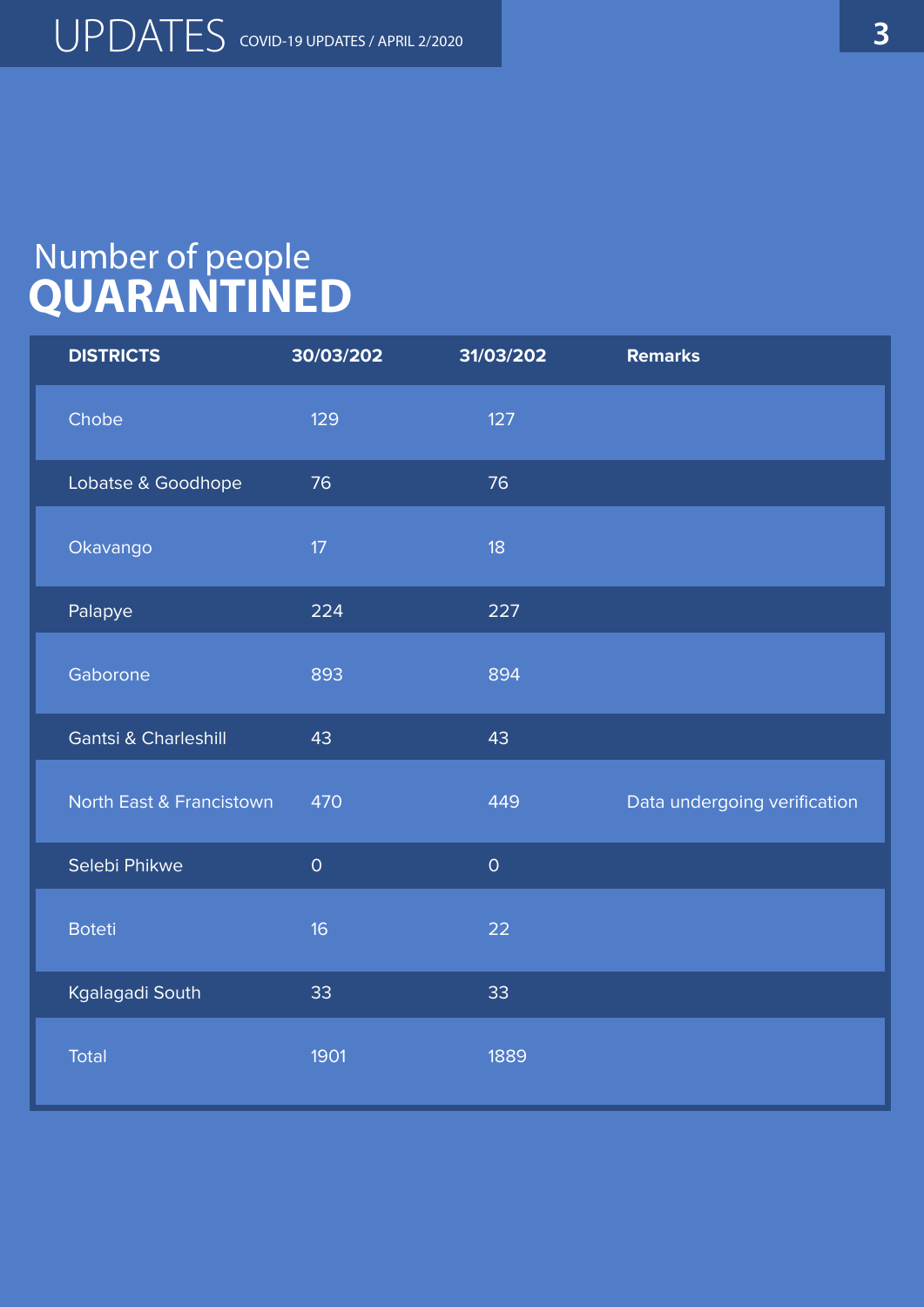# Number of people QUARANTINED

| DISTRICTS | 30/03/202 | 31/03/202 | Remarks |
|---|---|---|---|
| Chobe | 129 | 127 | |
| Lobatse & Goodhope | 76 | 76 | |
| Okavango | 17 | 18 | |
| Palapye | 224 | 227 | |
| Gaborone | 893 | 894 | |
| Gantsi & Charleshill | 43 | 43 | |
| North East & Francistown | 470 | 449 | Data undergoing verification |
| Selebi Phikwe | 0 | 0 | |
| Boteti | 16 | 22 | |
| Kgalagadi South | 33 | 33 | |
| Total | 1901 | 1889 | |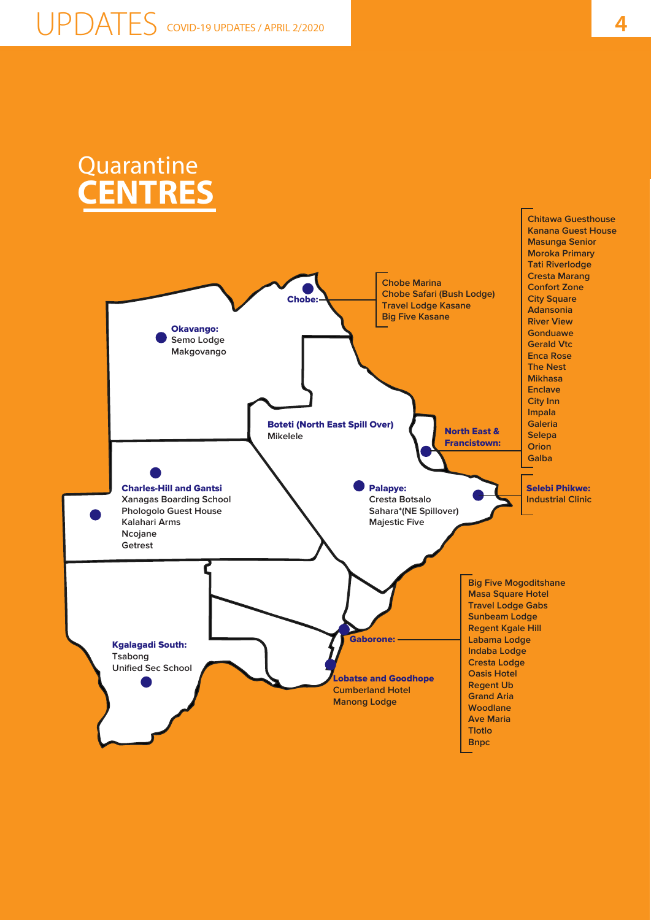# Quarantine CENTRES

**Chobe:**
Chobe Marina
Chobe Safari (Bush Lodge)
Travel Lodge Kasane
Big Five Kasane

**Okavango:**
Semo Lodge
Makgovango

**Boteti (North East Spill Over)**
Mikelele

**North East & Francistown:**
Chitawa Guesthouse
Kanana Guest House
Masunga Senior
Moroka Primary
Tati Riverlodge
Cresta Marang
Confort Zone
City Square
Adansonia
River View
Gonduawe
Gerald Vtc
Enca Rose
The Nest
Mikhasa
Enclave
City Inn
Impala
Galeria
Selepa
Orion
Galba

**Charles-Hill and Gantsi**
Xanagas Boarding School
Phologolo Guest House
Kalahari Arms
Ncojane
Getrest

**Palapye:**
Cresta Botsalo
Sahara*(NE Spillover)
Majestic Five

**Selebi Phikwe:**
Industrial Clinic

**Gaborone:**
Big Five Mogoditshane
Masa Square Hotel
Travel Lodge Gabs
Sunbeam Lodge
Regent Kgale Hill
Labama Lodge
Indaba Lodge
Cresta Lodge
Oasis Hotel
Regent Ub
Grand Aria
Woodlane
Ave Maria
Tlotlo
Bnpc

**Kgalagadi South:**
Tsabong
Unified Sec School

**Lobatse and Goodhope**
Cumberland Hotel
Manong Lodge